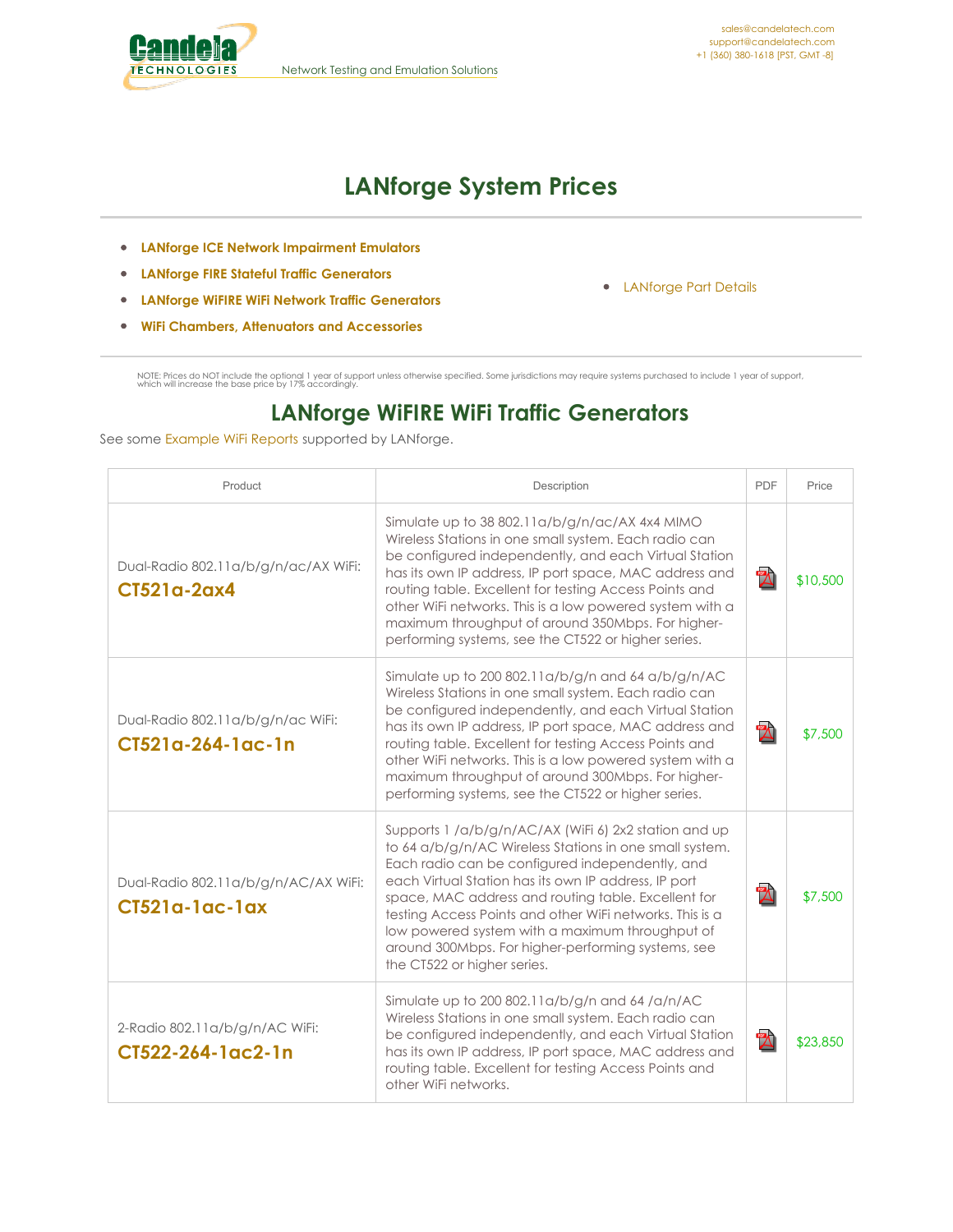# LANforge System Prices

- **LANforge ICE Network Impairment Emulators**
- **LANforge FIRE Stateful Traffic Generators**
- **LANforge WiFIRE WiFi Network Traffic Generators**
- **WiFi Chambers, Attenuators and Accessories**

- LANforge Part Details

NOTE: Prices do NOT include the optional 1 year of support unless otherwise specified. Some jurisdictions may require systems purchased to include 1 year of support, which will increase the base price by 17% accordingly.

## LANforge WiFIRE WiFi Traffic Generators

See some Example WiFi Reports supported by LANforge.

| Product | Description | PDF | Price |
|---|---|---|---|
| Dual-Radio 802.11a/b/g/n/ac/AX WiFi: **CT521a-2ax4** | Simulate up to 38 802.11a/b/g/n/ac/AX 4x4 MIMO Wireless Stations in one small system. Each radio can be configured independently, and each Virtual Station has its own IP address, IP port space, MAC address and routing table. Excellent for testing Access Points and other WiFi networks. This is a low powered system with a maximum throughput of around 350Mbps. For higher-performing systems, see the CT522 or higher series. | | $10,500 |
| Dual-Radio 802.11a/b/g/n/ac WiFi: **CT521a-264-1ac-1n** | Simulate up to 200 802.11a/b/g/n and 64 a/b/g/n/AC Wireless Stations in one small system. Each radio can be configured independently, and each Virtual Station has its own IP address, IP port space, MAC address and routing table. Excellent for testing Access Points and other WiFi networks. This is a low powered system with a maximum throughput of around 300Mbps. For higher-performing systems, see the CT522 or higher series. | | $7,500 |
| Dual-Radio 802.11a/b/g/n/AC/AX WiFi: **CT521a-1ac-1ax** | Supports 1 /a/b/g/n/AC/AX (WiFi 6) 2x2 station and up to 64 a/b/g/n/AC Wireless Stations in one small system. Each radio can be configured independently, and each Virtual Station has its own IP address, IP port space, MAC address and routing table. Excellent for testing Access Points and other WiFi networks. This is a low powered system with a maximum throughput of around 300Mbps. For higher-performing systems, see the CT522 or higher series. | | $7,500 |
| 2-Radio 802.11a/b/g/n/AC WiFi: **CT522-264-1ac2-1n** | Simulate up to 200 802.11a/b/g/n and 64 /a/n/AC Wireless Stations in one small system. Each radio can be configured independently, and each Virtual Station has its own IP address, IP port space, MAC address and routing table. Excellent for testing Access Points and other WiFi networks. | | $23,850 |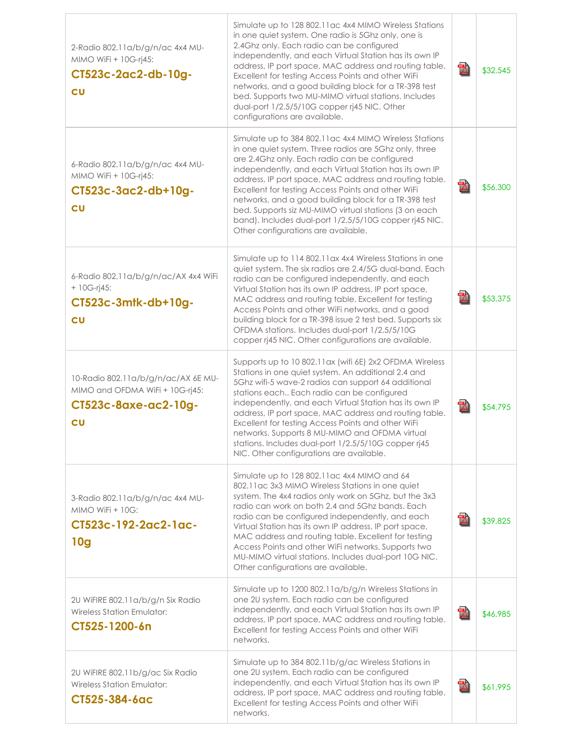| | | | |
|---|---|---|---|
| 2-Radio 802.11a/b/g/n/ac 4x4 MU-MIMO WiFi + 10G-rj45: **CT523c-2ac2-db-10g-cu** | Simulate up to 128 802.11ac 4x4 MIMO Wireless Stations in one quiet system. One radio is 5Ghz only, one is 2.4Ghz only. Each radio can be configured independently, and each Virtual Station has its own IP address, IP port space, MAC address and routing table. Excellent for testing Access Points and other WiFi networks, and a good building block for a TR-398 test bed. Supports two MU-MIMO virtual stations. Includes dual-port 1/2.5/5/10G copper rj45 NIC. Other configurations are available. | | $32,545 |
| 6-Radio 802.11a/b/g/n/ac 4x4 MU-MIMO WiFi + 10G-rj45: **CT523c-3ac2-db+10g-cu** | Simulate up to 384 802.11ac 4x4 MIMO Wireless Stations in one quiet system. Three radios are 5Ghz only, three are 2.4Ghz only. Each radio can be configured independently, and each Virtual Station has its own IP address, IP port space, MAC address and routing table. Excellent for testing Access Points and other WiFi networks, and a good building block for a TR-398 test bed. Supports siz MU-MIMO virtual stations (3 on each band). Includes dual-port 1/2.5/5/10G copper rj45 NIC. Other configurations are available. | | $56,300 |
| 6-Radio 802.11a/b/g/n/ac/AX 4x4 WiFi + 10G-rj45: **CT523c-3mtk-db+10g-cu** | Simulate up to 114 802.11ax 4x4 Wireless Stations in one quiet system. The six radios are 2.4/5G dual-band. Each radio can be configured independently, and each Virtual Station has its own IP address, IP port space, MAC address and routing table. Excellent for testing Access Points and other WiFi networks, and a good building block for a TR-398 issue 2 test bed. Supports six OFDMA stations. Includes dual-port 1/2.5/5/10G copper rj45 NIC. Other configurations are available. | | $53,375 |
| 10-Radio 802.11a/b/g/n/ac/AX 6E MU-MIMO and OFDMA WiFi + 10G-rj45: **CT523c-8axe-ac2-10g-cu** | Supports up to 10 802.11ax (wifi 6E) 2x2 OFDMA Wireless Stations in one quiet system. An additional 2.4 and 5Ghz wifi-5 wave-2 radios can support 64 additional stations each.. Each radio can be configured independently, and each Virtual Station has its own IP address, IP port space, MAC address and routing table. Excellent for testing Access Points and other WiFi networks. Supports 8 MU-MIMO and OFDMA virtual stations. Includes dual-port 1/2.5/5/10G copper rj45 NIC. Other configurations are available. | | $54,795 |
| 3-Radio 802.11a/b/g/n/ac 4x4 MU-MIMO WiFi + 10G: **CT523c-192-2ac2-1ac-10g** | Simulate up to 128 802.11ac 4x4 MIMO and 64 802.11ac 3x3 MIMO Wireless Stations in one quiet system. The 4x4 radios only work on 5Ghz, but the 3x3 radio can work on both 2.4 and 5Ghz bands. Each radio can be configured independently, and each Virtual Station has its own IP address, IP port space, MAC address and routing table. Excellent for testing Access Points and other WiFi networks. Supports two MU-MIMO virtual stations. Includes dual-port 10G NIC. Other configurations are available. | | $39,825 |
| 2U WiFIRE 802.11a/b/g/n Six Radio Wireless Station Emulator: **CT525-1200-6n** | Simulate up to 1200 802.11a/b/g/n Wireless Stations in one 2U system. Each radio can be configured independently, and each Virtual Station has its own IP address, IP port space, MAC address and routing table. Excellent for testing Access Points and other WiFi networks. | | $46,985 |
| 2U WiFIRE 802.11b/g/ac Six Radio Wireless Station Emulator: **CT525-384-6ac** | Simulate up to 384 802.11b/g/ac Wireless Stations in one 2U system. Each radio can be configured independently, and each Virtual Station has its own IP address, IP port space, MAC address and routing table. Excellent for testing Access Points and other WiFi networks. | | $61,995 |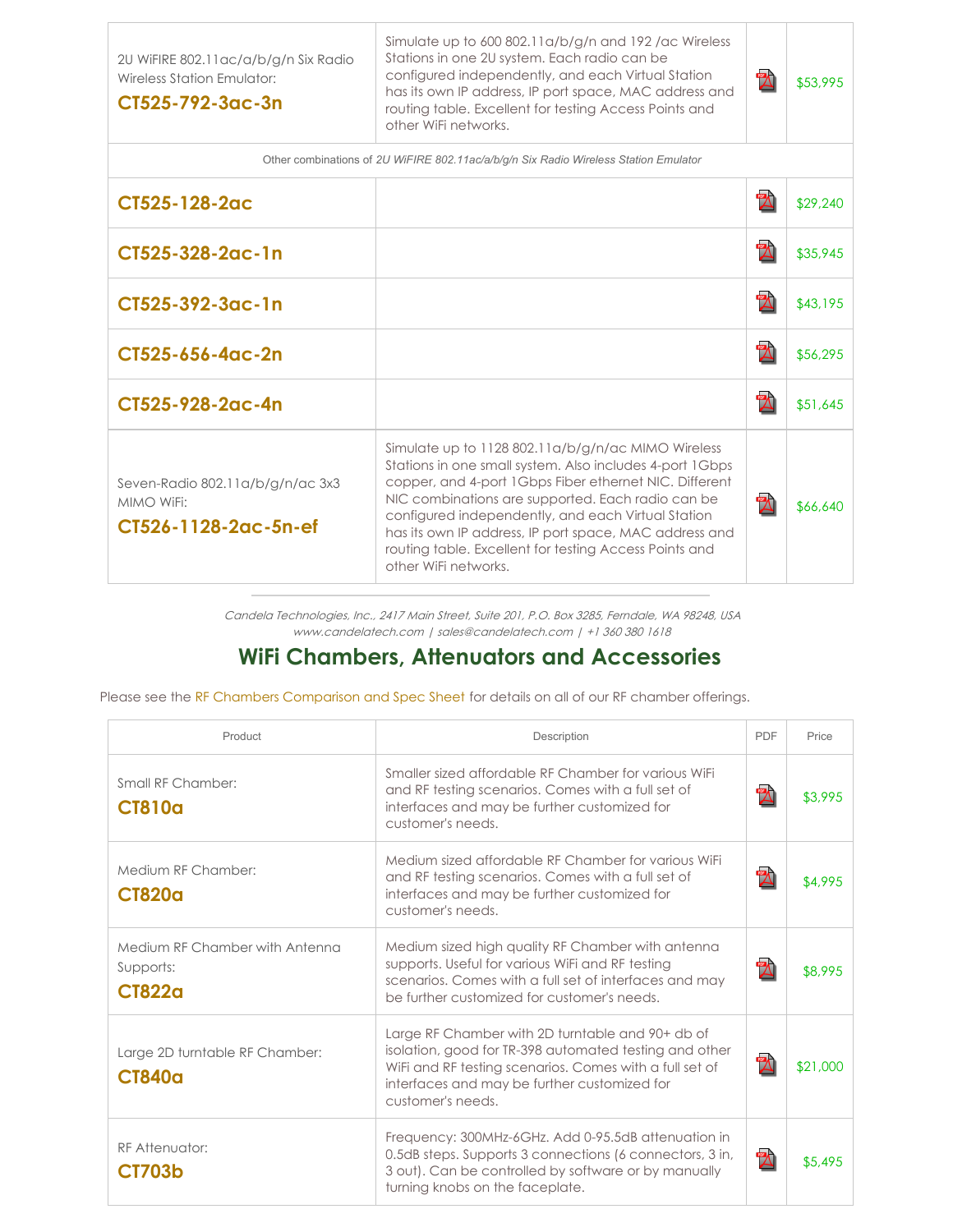| | | | |
|---|---|---|---|
| 2U WiFIRE 802.11ac/a/b/g/n Six Radio Wireless Station Emulator: **CT525-792-3ac-3n** | Simulate up to 600 802.11a/b/g/n and 192 /ac Wireless Stations in one 2U system. Each radio can be configured independently, and each Virtual Station has its own IP address, IP port space, MAC address and routing table. Excellent for testing Access Points and other WiFi networks. | | $53,995 |
| Other combinations of *2U WiFIRE 802.11ac/a/b/g/n Six Radio Wireless Station Emulator* | | | |
| **CT525-128-2ac** | | | $29,240 |
| **CT525-328-2ac-1n** | | | $35,945 |
| **CT525-392-3ac-1n** | | | $43,195 |
| **CT525-656-4ac-2n** | | | $56,295 |
| **CT525-928-2ac-4n** | | | $51,645 |
| Seven-Radio 802.11a/b/g/n/ac 3x3 MIMO WiFi: **CT526-1128-2ac-5n-ef** | Simulate up to 1128 802.11a/b/g/n/ac MIMO Wireless Stations in one small system. Also includes 4-port 1Gbps copper, and 4-port 1Gbps Fiber ethernet NIC. Different NIC combinations are supported. Each radio can be configured independently, and each Virtual Station has its own IP address, IP port space, MAC address and routing table. Excellent for testing Access Points and other WiFi networks. | | $66,640 |

*Candela Technologies, Inc., 2417 Main Street, Suite 201, P.O. Box 3285, Ferndale, WA 98248, USA*
*www.candelatech.com | sales@candelatech.com | +1 360 380 1618*

## WiFi Chambers, Attenuators and Accessories

Please see the RF Chambers Comparison and Spec Sheet for details on all of our RF chamber offerings.

| Product | Description | PDF | Price |
|---|---|---|---|
| Small RF Chamber: **CT810a** | Smaller sized affordable RF Chamber for various WiFi and RF testing scenarios. Comes with a full set of interfaces and may be further customized for customer's needs. | | $3,995 |
| Medium RF Chamber: **CT820a** | Medium sized affordable RF Chamber for various WiFi and RF testing scenarios. Comes with a full set of interfaces and may be further customized for customer's needs. | | $4,995 |
| Medium RF Chamber with Antenna Supports: **CT822a** | Medium sized high quality RF Chamber with antenna supports. Useful for various WiFi and RF testing scenarios. Comes with a full set of interfaces and may be further customized for customer's needs. | | $8,995 |
| Large 2D turntable RF Chamber: **CT840a** | Large RF Chamber with 2D turntable and 90+ db of isolation, good for TR-398 automated testing and other WiFi and RF testing scenarios. Comes with a full set of interfaces and may be further customized for customer's needs. | | $21,000 |
| RF Attenuator: **CT703b** | Frequency: 300MHz-6GHz. Add 0-95.5dB attenuation in 0.5dB steps. Supports 3 connections (6 connectors, 3 in, 3 out). Can be controlled by software or by manually turning knobs on the faceplate. | | $5,495 |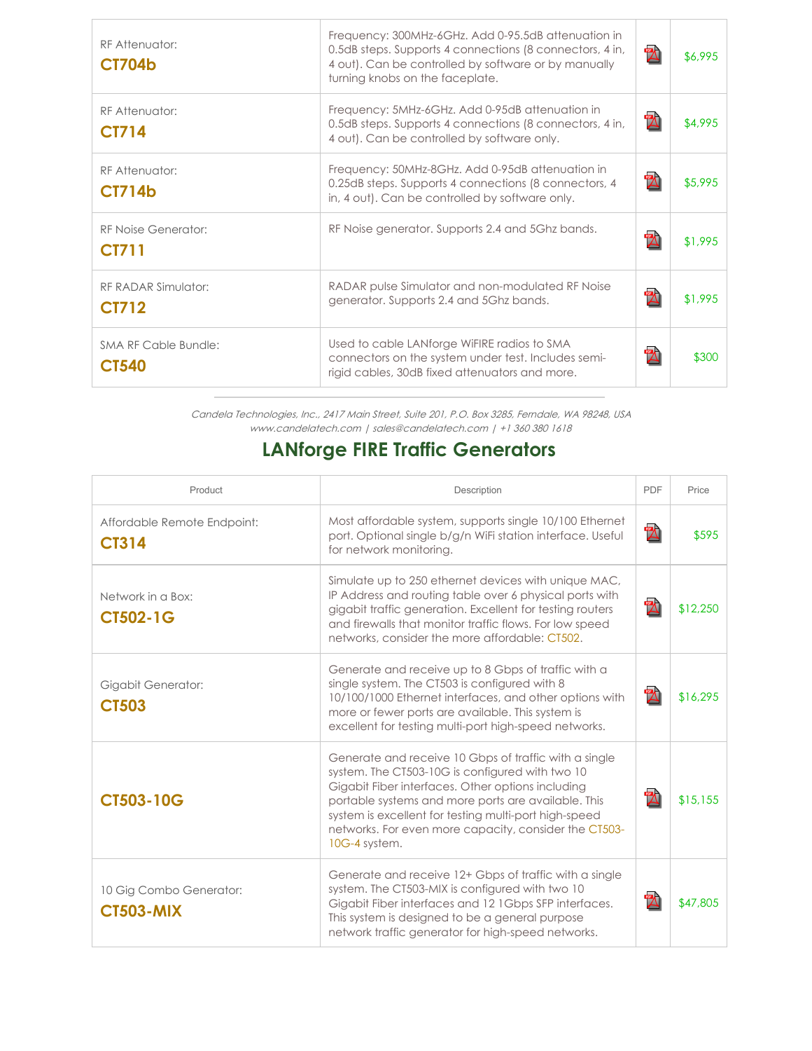| | | | |
|---|---|---|---|
| RF Attenuator: **CT704b** | Frequency: 300MHz-6GHz. Add 0-95.5dB attenuation in 0.5dB steps. Supports 4 connections (8 connectors, 4 in, 4 out). Can be controlled by software or by manually turning knobs on the faceplate. | | $6,995 |
| RF Attenuator: **CT714** | Frequency: 5MHz-6GHz. Add 0-95dB attenuation in 0.5dB steps. Supports 4 connections (8 connectors, 4 in, 4 out). Can be controlled by software only. | | $4,995 |
| RF Attenuator: **CT714b** | Frequency: 50MHz-8GHz. Add 0-95dB attenuation in 0.25dB steps. Supports 4 connections (8 connectors, 4 in, 4 out). Can be controlled by software only. | | $5,995 |
| RF Noise Generator: **CT711** | RF Noise generator. Supports 2.4 and 5Ghz bands. | | $1,995 |
| RF RADAR Simulator: **CT712** | RADAR pulse Simulator and non-modulated RF Noise generator. Supports 2.4 and 5Ghz bands. | | $1,995 |
| SMA RF Cable Bundle: **CT540** | Used to cable LANforge WiFIRE radios to SMA connectors on the system under test. Includes semi-rigid cables, 30dB fixed attenuators and more. | | $300 |

---

*Candela Technologies, Inc., 2417 Main Street, Suite 201, P.O. Box 3285, Ferndale, WA 98248, USA*
*www.candelatech.com | sales@candelatech.com | +1 360 380 1618*

## LANforge FIRE Traffic Generators

| Product | Description | PDF | Price |
|---|---|---|---|
| Affordable Remote Endpoint: **CT314** | Most affordable system, supports single 10/100 Ethernet port. Optional single b/g/n WiFi station interface. Useful for network monitoring. | | $595 |
| Network in a Box: **CT502-1G** | Simulate up to 250 ethernet devices with unique MAC, IP Address and routing table over 6 physical ports with gigabit traffic generation. Excellent for testing routers and firewalls that monitor traffic flows. For low speed networks, consider the more affordable: CT502. | | $12,250 |
| Gigabit Generator: **CT503** | Generate and receive up to 8 Gbps of traffic with a single system. The CT503 is configured with 8 10/100/1000 Ethernet interfaces, and other options with more or fewer ports are available. This system is excellent for testing multi-port high-speed networks. | | $16,295 |
| **CT503-10G** | Generate and receive 10 Gbps of traffic with a single system. The CT503-10G is configured with two 10 Gigabit Fiber interfaces. Other options including portable systems and more ports are available. This system is excellent for testing multi-port high-speed networks. For even more capacity, consider the CT503-10G-4 system. | | $15,155 |
| 10 Gig Combo Generator: **CT503-MIX** | Generate and receive 12+ Gbps of traffic with a single system. The CT503-MIX is configured with two 10 Gigabit Fiber interfaces and 12 1Gbps SFP interfaces. This system is designed to be a general purpose network traffic generator for high-speed networks. | | $47,805 |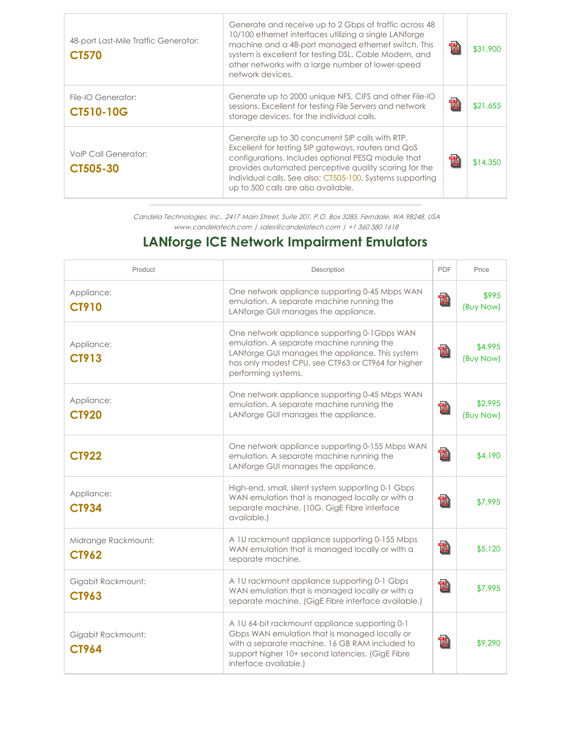| | | | |
|---|---|---|---|
| 48-port Last-Mile Traffic Generator: **CT570** | Generate and receive up to 2 Gbps of traffic across 48 10/100 ethernet interfaces utilizing a single LANforge machine and a 48-port managed ethernet switch. This system is excellent for testing DSL, Cable Modem, and other networks with a large number of lower-speed network devices. | | $31,900 |
| File-IO Generator: **CT510-10G** | Generate up to 2000 unique NFS, CIFS and other File-IO sessions. Excellent for testing File Servers and network storage devices. for the individual calls. | | $21,655 |
| VoIP Call Generator: **CT505-30** | Generate up to 30 concurrent SIP calls with RTP. Excellent for testing SIP gateways, routers and QoS configurations. Includes optional PESQ module that provides automated perceptive quality scoring for the individual calls. See also: CT505-100. Systems supporting up to 500 calls are also available. | | $14,350 |

*Candela Technologies, Inc., 2417 Main Street, Suite 201, P.O. Box 3285, Ferndale, WA 98248, USA*
*www.candelatech.com | sales@candelatech.com | +1 360 380 1618*

## LANforge ICE Network Impairment Emulators

| Product | Description | PDF | Price |
|---|---|---|---|
| Appliance: **CT910** | One network appliance supporting 0-45 Mbps WAN emulation. A separate machine running the LANforge GUI manages the appliance. | | $995 (Buy Now) |
| Appliance: **CT913** | One network appliance supporting 0-1Gbps WAN emulation. A separate machine running the LANforge GUI manages the appliance. This system has only modest CPU, see CT963 or CT964 for higher performing systems. | | $4,995 (Buy Now) |
| Appliance: **CT920** | One network appliance supporting 0-45 Mbps WAN emulation. A separate machine running the LANforge GUI manages the appliance. | | $2,995 (Buy Now) |
| **CT922** | One network appliance supporting 0-155 Mbps WAN emulation. A separate machine running the LANforge GUI manages the appliance. | | $4,190 |
| Appliance: **CT934** | High-end, small, silent system supporting 0-1 Gbps WAN emulation that is managed locally or with a separate machine. (10G, GigE Fibre interface available.) | | $7,995 |
| Midrange Rackmount: **CT962** | A 1U rackmount appliance supporting 0-155 Mbps WAN emulation that is managed locally or with a separate machine. | | $5,120 |
| Gigabit Rackmount: **CT963** | A 1U rackmount appliance supporting 0-1 Gbps WAN emulation that is managed locally or with a separate machine. (GigE Fibre interface available.) | | $7,995 |
| Gigabit Rackmount: **CT964** | A 1U 64-bit rackmount appliance supporting 0-1 Gbps WAN emulation that is managed locally or with a separate machine. 16 GB RAM included to support higher 10+ second latencies. (GigE Fibre interface available.) | | $9,290 |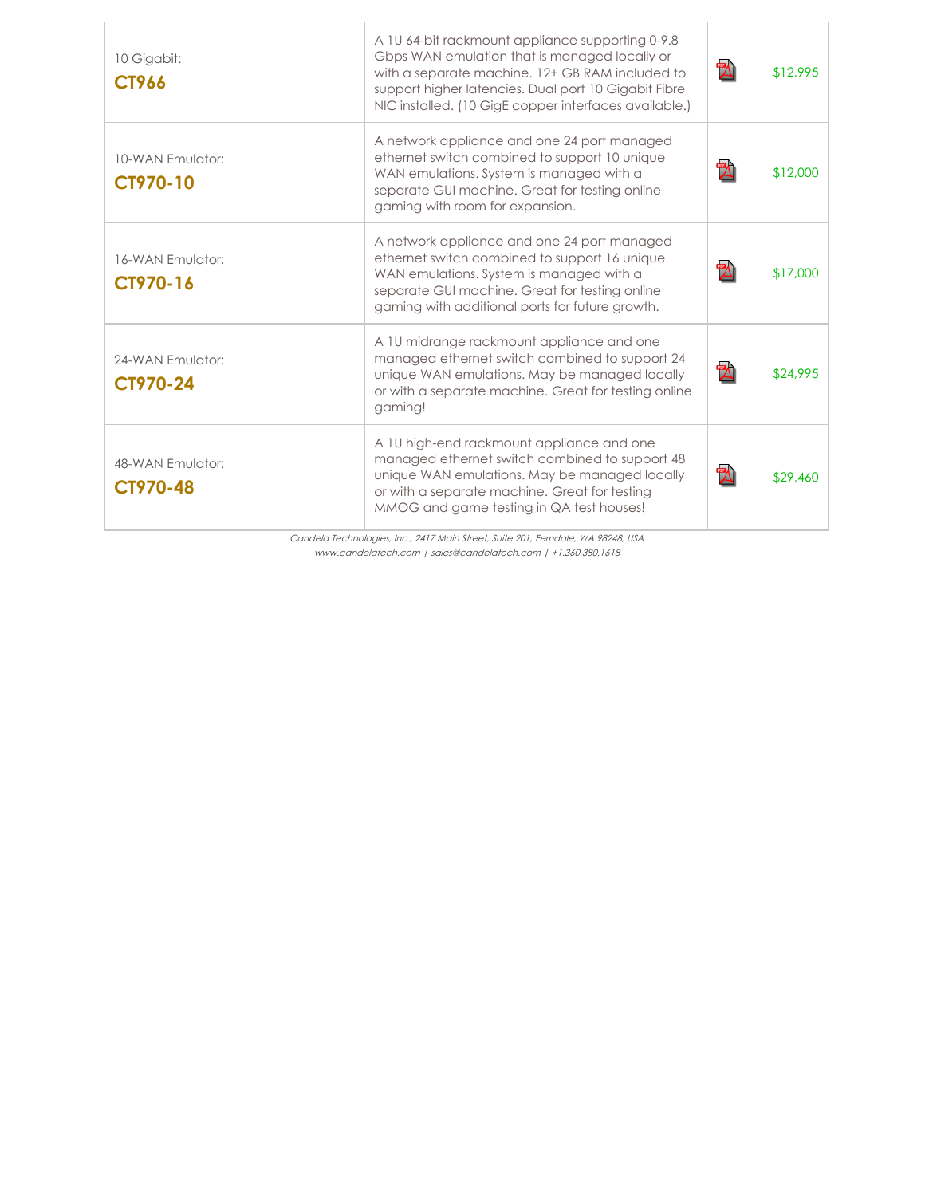| | | | |
|---|---|---|---|
| 10 Gigabit: **CT966** | A 1U 64-bit rackmount appliance supporting 0-9.8 Gbps WAN emulation that is managed locally or with a separate machine. 12+ GB RAM included to support higher latencies. Dual port 10 Gigabit Fibre NIC installed. (10 GigE copper interfaces available.) | | $12,995 |
| 10-WAN Emulator: **CT970-10** | A network appliance and one 24 port managed ethernet switch combined to support 10 unique WAN emulations. System is managed with a separate GUI machine. Great for testing online gaming with room for expansion. | | $12,000 |
| 16-WAN Emulator: **CT970-16** | A network appliance and one 24 port managed ethernet switch combined to support 16 unique WAN emulations. System is managed with a separate GUI machine. Great for testing online gaming with additional ports for future growth. | | $17,000 |
| 24-WAN Emulator: **CT970-24** | A 1U midrange rackmount appliance and one managed ethernet switch combined to support 24 unique WAN emulations. May be managed locally or with a separate machine. Great for testing online gaming! | | $24,995 |
| 48-WAN Emulator: **CT970-48** | A 1U high-end rackmount appliance and one managed ethernet switch combined to support 48 unique WAN emulations. May be managed locally or with a separate machine. Great for testing MMOG and game testing in QA test houses! | | $29,460 |

*Candela Technologies, Inc., 2417 Main Street, Suite 201, Ferndale, WA 98248, USA*
*www.candelatech.com | sales@candelatech.com | +1.360.380.1618*